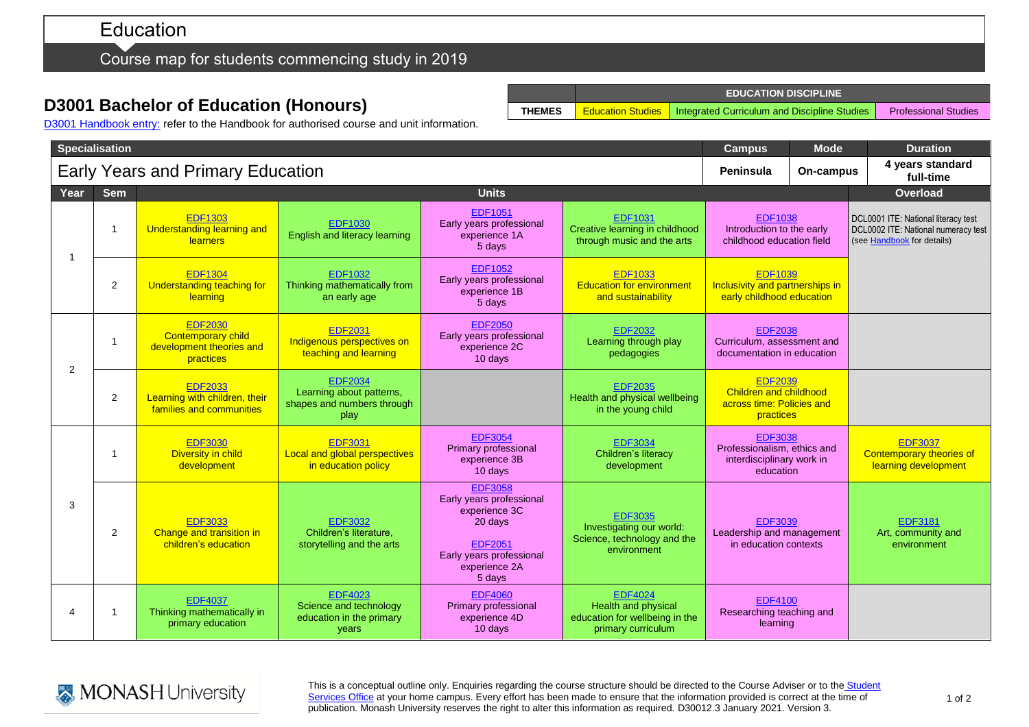# Education

Course map for students commencing study in 2019

## D3001 Bachelor of Education (Honours)

D3001 Handbook entry: refer to the Handbook for authorised course and unit information.

| | EDUCATION DISCIPLINE | | |
|---|---|---|---|
| THEMES | Education Studies | Integrated Curriculum and Discipline Studies | Professional Studies |

| Specialisation | Campus | Mode | Duration |
|---|---|---|---|
| Early Years and Primary Education | Peninsula | On-campus | 4 years standard full-time |

| Year | Sem | Units | | | | | Overload |
|---|---|---|---|---|---|---|---|
| 1 | 1 | EDF1303 Understanding learning and learners | EDF1030 English and literacy learning | EDF1051 Early years professional experience 1A 5 days | EDF1031 Creative learning in childhood through music and the arts | EDF1038 Introduction to the early childhood education field | DCL0001 ITE: National literacy test DCL0002 ITE: National numeracy test (see Handbook for details) |
| | 2 | EDF1304 Understanding teaching for learning | EDF1032 Thinking mathematically from an early age | EDF1052 Early years professional experience 1B 5 days | EDF1033 Education for environment and sustainability | EDF1039 Inclusivity and partnerships in early childhood education | |
| 2 | 1 | EDF2030 Contemporary child development theories and practices | EDF2031 Indigenous perspectives on teaching and learning | EDF2050 Early years professional experience 2C 10 days | EDF2032 Learning through play pedagogies | EDF2038 Curriculum, assessment and documentation in education | |
| | 2 | EDF2033 Learning with children, their families and communities | EDF2034 Learning about patterns, shapes and numbers through play | | EDF2035 Health and physical wellbeing in the young child | EDF2039 Children and childhood across time: Policies and practices | |
| 3 | 1 | EDF3030 Diversity in child development | EDF3031 Local and global perspectives in education policy | EDF3054 Primary professional experience 3B 10 days | EDF3034 Children's literacy development | EDF3038 Professionalism, ethics and interdisciplinary work in education | EDF3037 Contemporary theories of learning development |
| | 2 | EDF3033 Change and transition in children's education | EDF3032 Children's literature, storytelling and the arts | EDF3058 Early years professional experience 3C 20 days<br>EDF2051 Early years professional experience 2A 5 days | EDF3035 Investigating our world: Science, technology and the environment | EDF3039 Leadership and management in education contexts | EDF3181 Art, community and environment |
| 4 | 1 | EDF4037 Thinking mathematically in primary education | EDF4023 Science and technology education in the primary years | EDF4060 Primary professional experience 4D 10 days | EDF4024 Health and physical education for wellbeing in the primary curriculum | EDF4100 Researching teaching and learning | |

MONASH University

This is a conceptual outline only. Enquiries regarding the course structure should be directed to the Course Adviser or to the Student Services Office at your home campus. Every effort has been made to ensure that the information provided is correct at the time of publication. Monash University reserves the right to alter this information as required. D30012.3 January 2021. Version 3.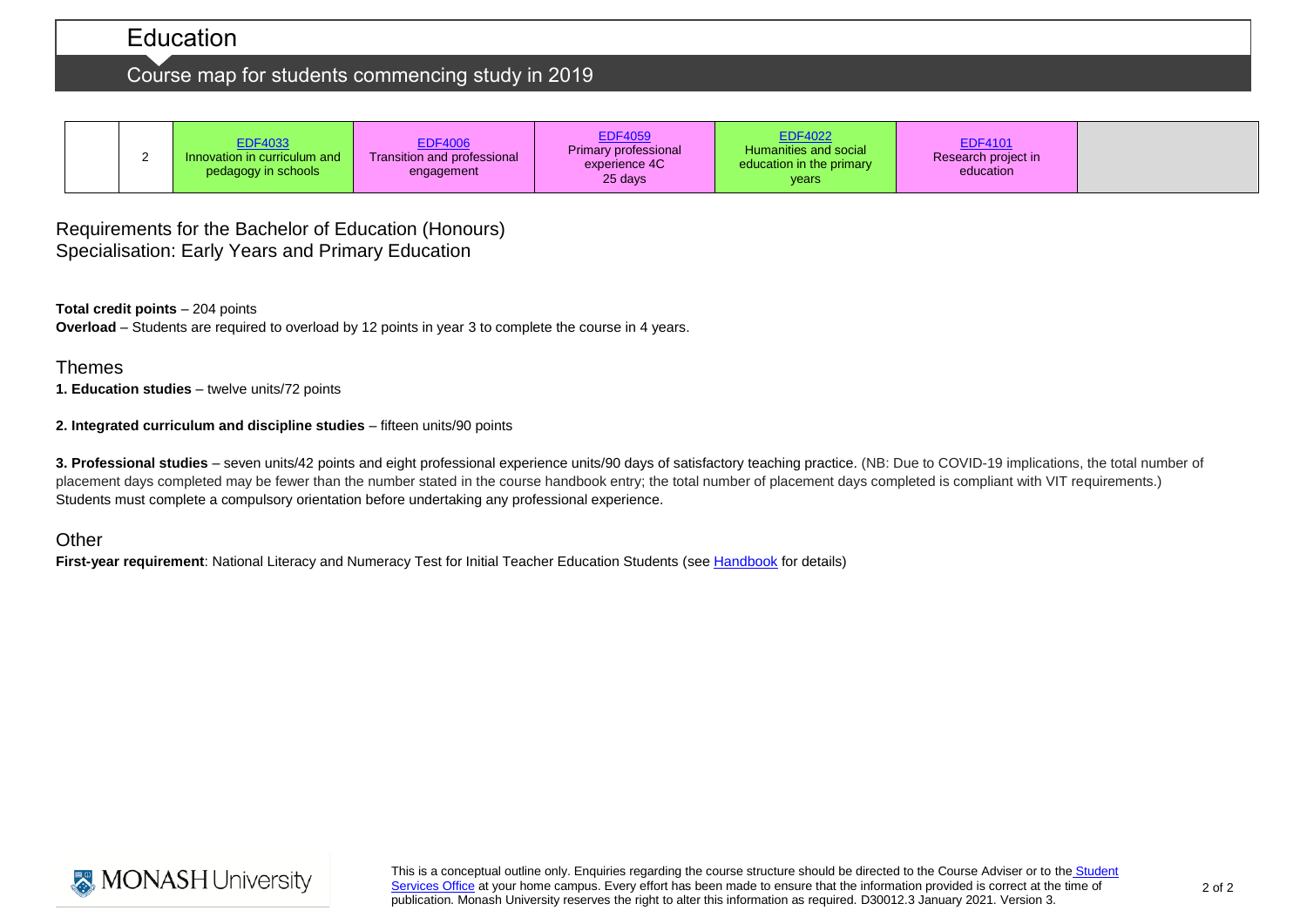# Education

## Course map for students commencing study in 2019

| | | | | | | | |
|---|---|---|---|---|---|---|---|
| | 2 | EDF4033 Innovation in curriculum and pedagogy in schools | EDF4006 Transition and professional engagement | EDF4059 Primary professional experience 4C 25 days | EDF4022 Humanities and social education in the primary years | EDF4101 Research project in education | |

Requirements for the Bachelor of Education (Honours)
Specialisation: Early Years and Primary Education

**Total credit points** – 204 points
**Overload** – Students are required to overload by 12 points in year 3 to complete the course in 4 years.

## Themes

**1. Education studies** – twelve units/72 points

**2. Integrated curriculum and discipline studies** – fifteen units/90 points

**3. Professional studies** – seven units/42 points and eight professional experience units/90 days of satisfactory teaching practice. (NB: Due to COVID-19 implications, the total number of placement days completed may be fewer than the number stated in the course handbook entry; the total number of placement days completed is compliant with VIT requirements.)
Students must complete a compulsory orientation before undertaking any professional experience.

## Other

**First-year requirement**: National Literacy and Numeracy Test for Initial Teacher Education Students (see Handbook for details)

MONASH University

This is a conceptual outline only. Enquiries regarding the course structure should be directed to the Course Adviser or to the Student Services Office at your home campus. Every effort has been made to ensure that the information provided is correct at the time of publication. Monash University reserves the right to alter this information as required. D30012.3 January 2021. Version 3.